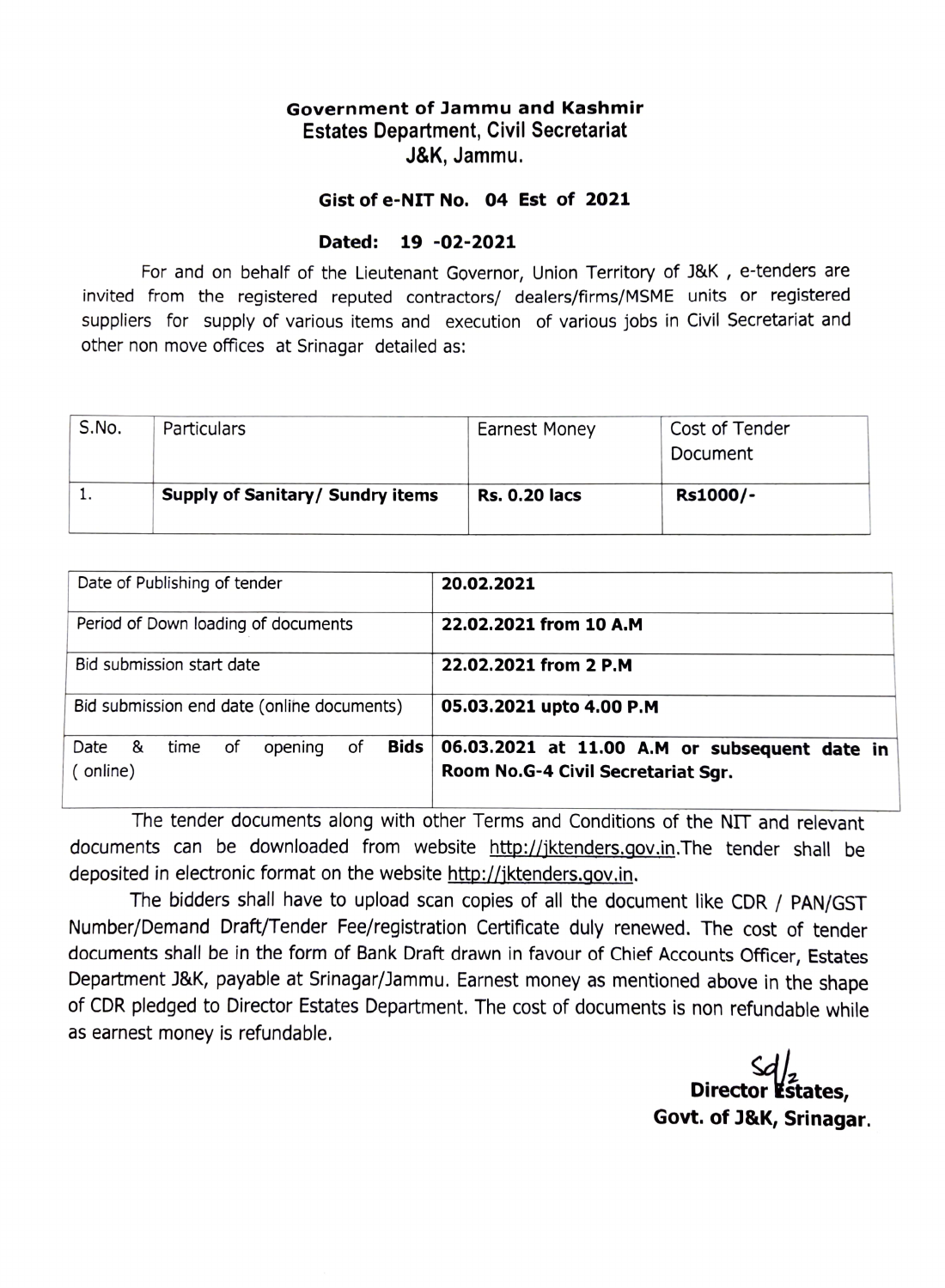# Government of Jammu and Kashmir

## Estates Department, Civil Secretariat

## J&K, Jammu.

### Gist of e-NIT No. 04 Est of 2021

### Dated: 19 -02-2021

For and on behalf of the Lieutenant Governor, Union Territory of J&K , e-tenders are invited from the registered reputed contractors/ dealers/firms/MSME units or registered suppliers for supply of various items and execution of various jobs in Civil Secretariat and other non move offices at Srinagar detailed as:

| S.No. | Particulars | Earnest Money | Cost of Tender Document |
|---|---|---|---|
| 1. | **Supply of Sanitary/ Sundry items** | **Rs. 0.20 lacs** | **Rs1000/-** |

| | |
|---|---|
| Date of Publishing of tender | **20.02.2021** |
| Period of Down loading of documents | **22.02.2021 from 10 A.M** |
| Bid submission start date | **22.02.2021 from 2 P.M** |
| Bid submission end date (online documents) | **05.03.2021 upto 4.00 P.M** |
| Date & time of opening of **Bids** ( online) | **06.03.2021 at 11.00 A.M or subsequent date in Room No.G-4 Civil Secretariat Sgr.** |

The tender documents along with other Terms and Conditions of the NIT and relevant documents can be downloaded from website http://jktenders.gov.in.The tender shall be deposited in electronic format on the website http://jktenders.gov.in.

The bidders shall have to upload scan copies of all the document like CDR / PAN/GST Number/Demand Draft/Tender Fee/registration Certificate duly renewed. The cost of tender documents shall be in the form of Bank Draft drawn in favour of Chief Accounts Officer, Estates Department J&K, payable at Srinagar/Jammu. Earnest money as mentioned above in the shape of CDR pledged to Director Estates Department. The cost of documents is non refundable while as earnest money is refundable.

Sd/

**Director Estates,**

**Govt. of J&K, Srinagar.**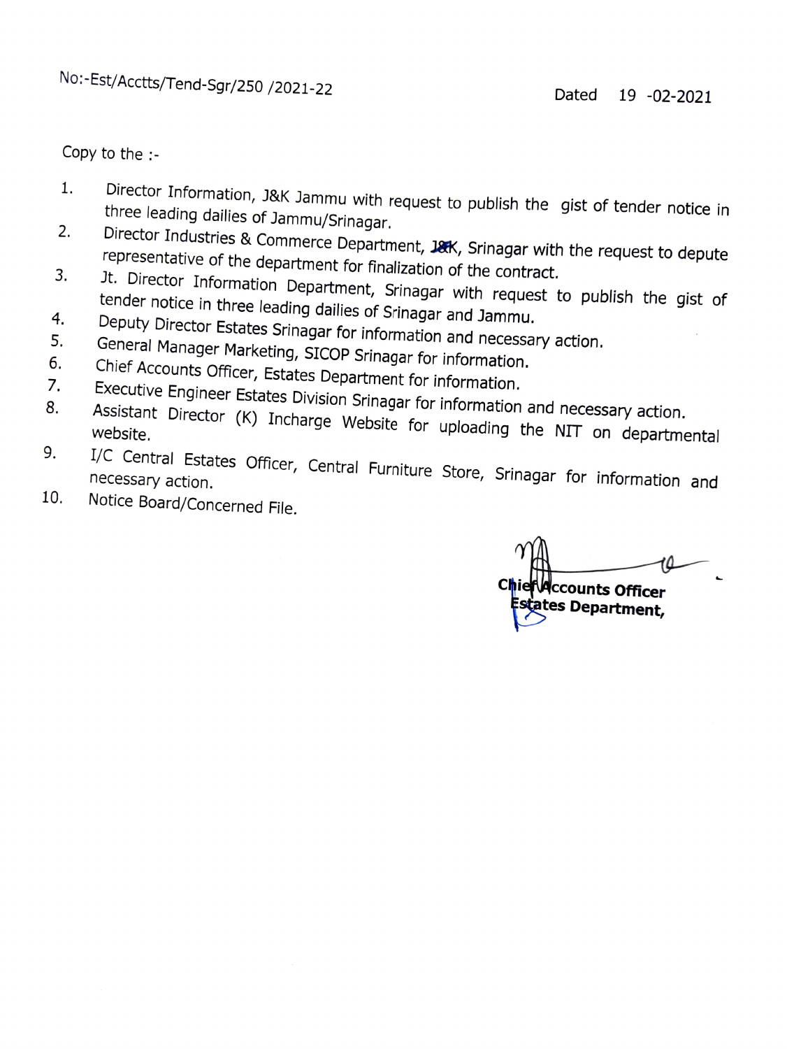No:-Est/Acctts/Tend-Sgr/250 /2021-22

Dated 19 -02-2021

Copy to the :-

1. Director Information, J&K Jammu with request to publish the gist of tender notice in three leading dailies of Jammu/Srinagar.
2. Director Industries & Commerce Department, J&K, Srinagar with the request to depute representative of the department for finalization of the contract.
3. Jt. Director Information Department, Srinagar with request to publish the gist of tender notice in three leading dailies of Srinagar and Jammu.
4. Deputy Director Estates Srinagar for information and necessary action.
5. General Manager Marketing, SICOP Srinagar for information.
6. Chief Accounts Officer, Estates Department for information.
7. Executive Engineer Estates Division Srinagar for information and necessary action.
8. Assistant Director (K) Incharge Website for uploading the NIT on departmental website.
9. I/C Central Estates Officer, Central Furniture Store, Srinagar for information and necessary action.
10. Notice Board/Concerned File.

**Chief Accounts Officer**
**Estates Department,**